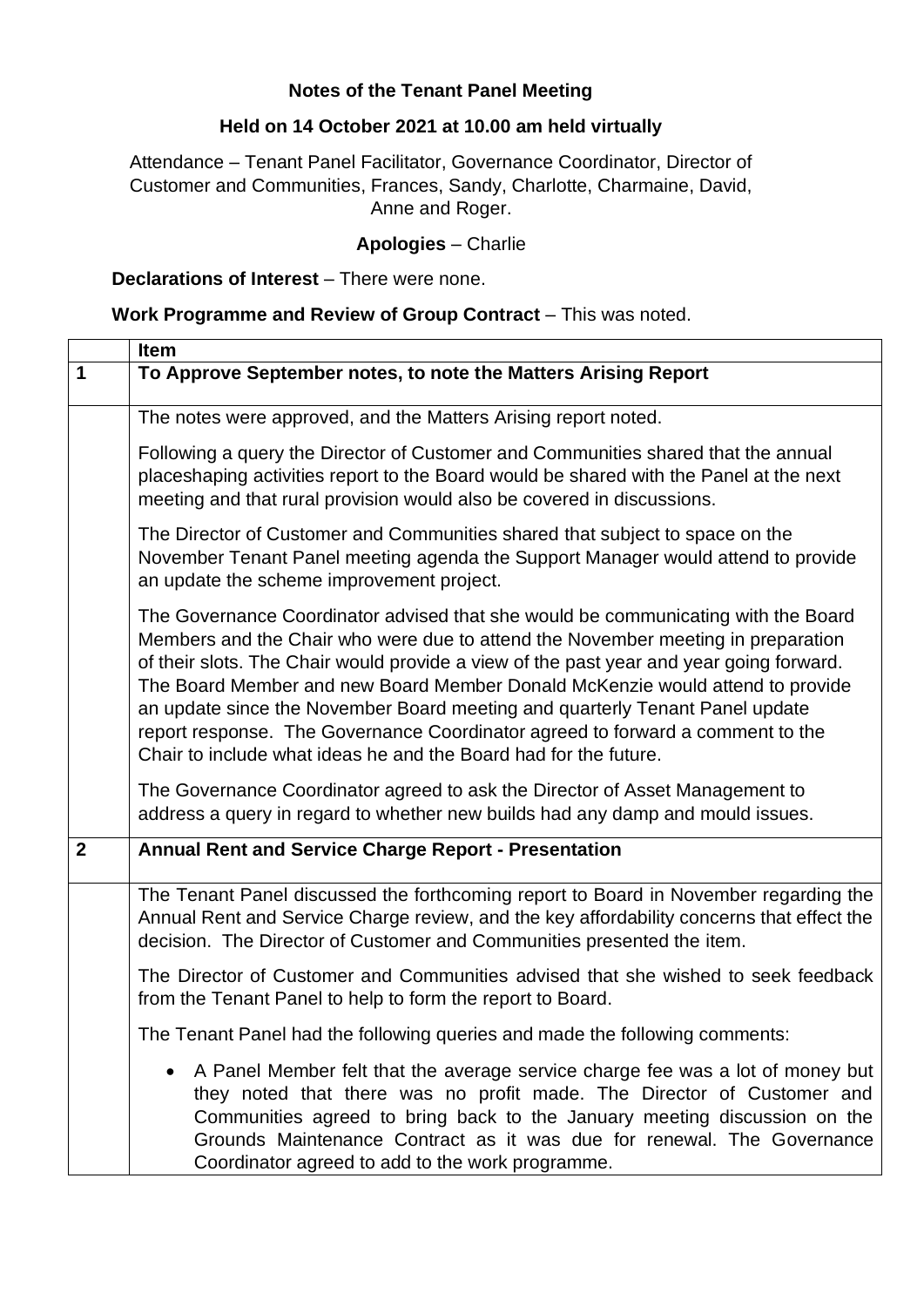**Notes of the Tenant Panel Meeting**

**Held on 14 October 2021 at 10.00 am held virtually**

Attendance – Tenant Panel Facilitator, Governance Coordinator, Director of Customer and Communities, Frances, Sandy, Charlotte, Charmaine, David, Anne and Roger.

**Apologies** – Charlie

**Declarations of Interest** – There were none.

**Work Programme and Review of Group Contract** – This was noted.

| | **Item** |
|---|---|
| **1** | **To Approve September notes, to note the Matters Arising Report** |
| | The notes were approved, and the Matters Arising report noted.<br><br>Following a query the Director of Customer and Communities shared that the annual placeshaping activities report to the Board would be shared with the Panel at the next meeting and that rural provision would also be covered in discussions.<br><br>The Director of Customer and Communities shared that subject to space on the November Tenant Panel meeting agenda the Support Manager would attend to provide an update the scheme improvement project.<br><br>The Governance Coordinator advised that she would be communicating with the Board Members and the Chair who were due to attend the November meeting in preparation of their slots. The Chair would provide a view of the past year and year going forward. The Board Member and new Board Member Donald McKenzie would attend to provide an update since the November Board meeting and quarterly Tenant Panel update report response. The Governance Coordinator agreed to forward a comment to the Chair to include what ideas he and the Board had for the future.<br><br>The Governance Coordinator agreed to ask the Director of Asset Management to address a query in regard to whether new builds had any damp and mould issues. |
| **2** | **Annual Rent and Service Charge Report - Presentation** |
| | The Tenant Panel discussed the forthcoming report to Board in November regarding the Annual Rent and Service Charge review, and the key affordability concerns that effect the decision. The Director of Customer and Communities presented the item.<br><br>The Director of Customer and Communities advised that she wished to seek feedback from the Tenant Panel to help to form the report to Board.<br><br>The Tenant Panel had the following queries and made the following comments:<br><br>• A Panel Member felt that the average service charge fee was a lot of money but they noted that there was no profit made. The Director of Customer and Communities agreed to bring back to the January meeting discussion on the Grounds Maintenance Contract as it was due for renewal. The Governance Coordinator agreed to add to the work programme. |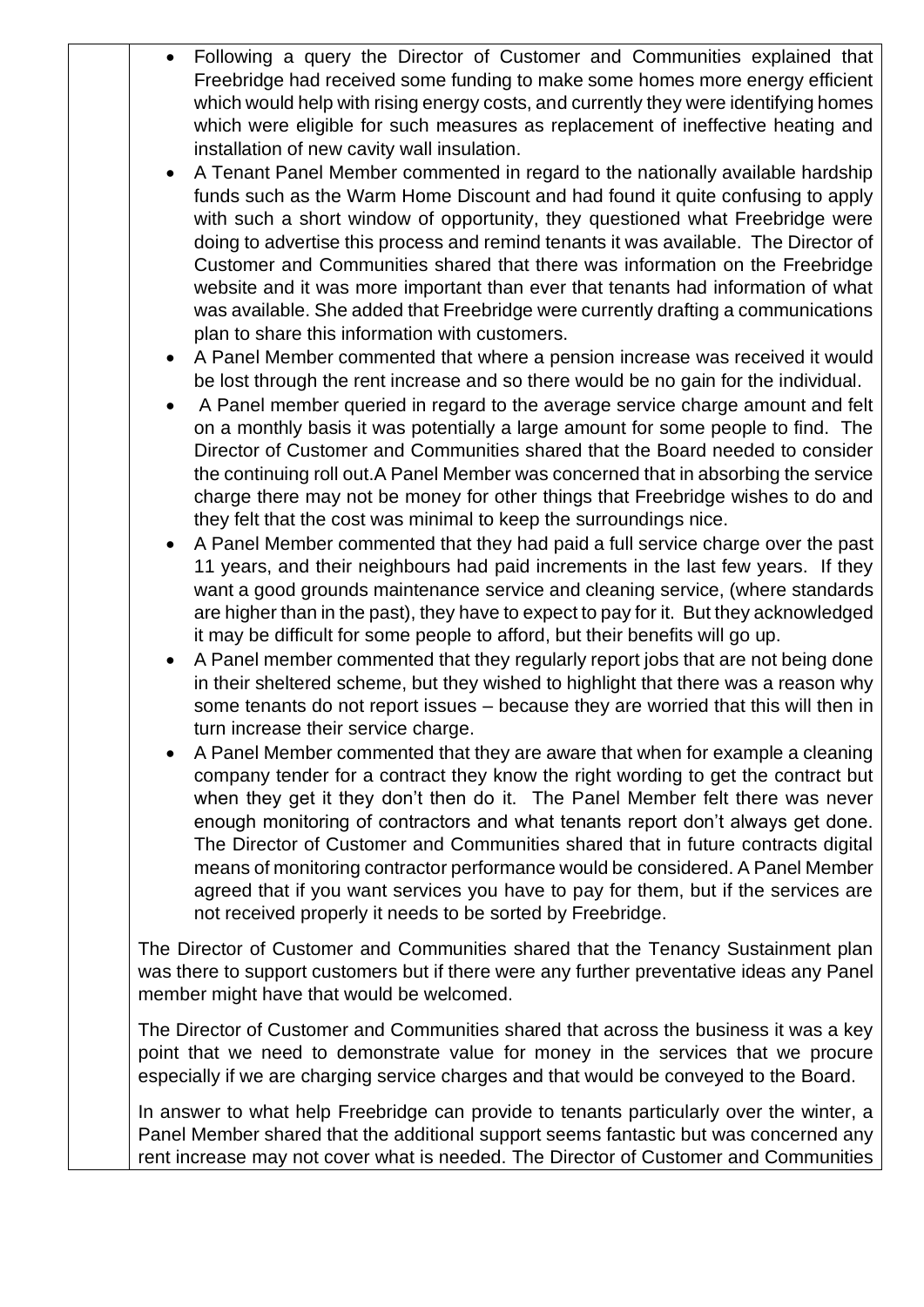- Following a query the Director of Customer and Communities explained that Freebridge had received some funding to make some homes more energy efficient which would help with rising energy costs, and currently they were identifying homes which were eligible for such measures as replacement of ineffective heating and installation of new cavity wall insulation.
- A Tenant Panel Member commented in regard to the nationally available hardship funds such as the Warm Home Discount and had found it quite confusing to apply with such a short window of opportunity, they questioned what Freebridge were doing to advertise this process and remind tenants it was available. The Director of Customer and Communities shared that there was information on the Freebridge website and it was more important than ever that tenants had information of what was available. She added that Freebridge were currently drafting a communications plan to share this information with customers.
- A Panel Member commented that where a pension increase was received it would be lost through the rent increase and so there would be no gain for the individual.
- A Panel member queried in regard to the average service charge amount and felt on a monthly basis it was potentially a large amount for some people to find. The Director of Customer and Communities shared that the Board needed to consider the continuing roll out.A Panel Member was concerned that in absorbing the service charge there may not be money for other things that Freebridge wishes to do and they felt that the cost was minimal to keep the surroundings nice.
- A Panel Member commented that they had paid a full service charge over the past 11 years, and their neighbours had paid increments in the last few years. If they want a good grounds maintenance service and cleaning service, (where standards are higher than in the past), they have to expect to pay for it. But they acknowledged it may be difficult for some people to afford, but their benefits will go up.
- A Panel member commented that they regularly report jobs that are not being done in their sheltered scheme, but they wished to highlight that there was a reason why some tenants do not report issues – because they are worried that this will then in turn increase their service charge.
- A Panel Member commented that they are aware that when for example a cleaning company tender for a contract they know the right wording to get the contract but when they get it they don't then do it. The Panel Member felt there was never enough monitoring of contractors and what tenants report don't always get done. The Director of Customer and Communities shared that in future contracts digital means of monitoring contractor performance would be considered. A Panel Member agreed that if you want services you have to pay for them, but if the services are not received properly it needs to be sorted by Freebridge.

The Director of Customer and Communities shared that the Tenancy Sustainment plan was there to support customers but if there were any further preventative ideas any Panel member might have that would be welcomed.

The Director of Customer and Communities shared that across the business it was a key point that we need to demonstrate value for money in the services that we procure especially if we are charging service charges and that would be conveyed to the Board.

In answer to what help Freebridge can provide to tenants particularly over the winter, a Panel Member shared that the additional support seems fantastic but was concerned any rent increase may not cover what is needed. The Director of Customer and Communities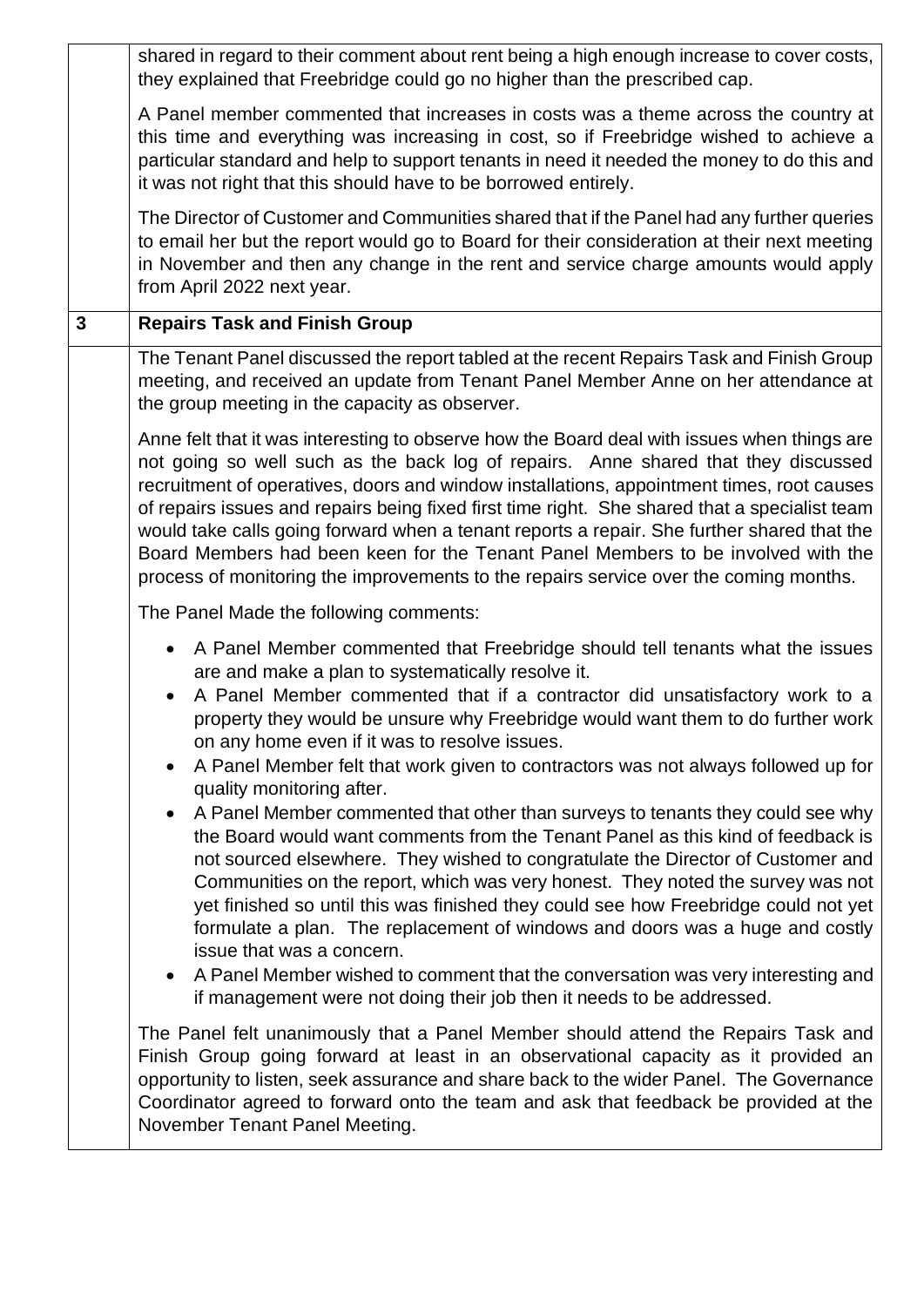shared in regard to their comment about rent being a high enough increase to cover costs, they explained that Freebridge could go no higher than the prescribed cap.

A Panel member commented that increases in costs was a theme across the country at this time and everything was increasing in cost, so if Freebridge wished to achieve a particular standard and help to support tenants in need it needed the money to do this and it was not right that this should have to be borrowed entirely.

The Director of Customer and Communities shared that if the Panel had any further queries to email her but the report would go to Board for their consideration at their next meeting in November and then any change in the rent and service charge amounts would apply from April 2022 next year.

## 3 Repairs Task and Finish Group

The Tenant Panel discussed the report tabled at the recent Repairs Task and Finish Group meeting, and received an update from Tenant Panel Member Anne on her attendance at the group meeting in the capacity as observer.

Anne felt that it was interesting to observe how the Board deal with issues when things are not going so well such as the back log of repairs. Anne shared that they discussed recruitment of operatives, doors and window installations, appointment times, root causes of repairs issues and repairs being fixed first time right. She shared that a specialist team would take calls going forward when a tenant reports a repair. She further shared that the Board Members had been keen for the Tenant Panel Members to be involved with the process of monitoring the improvements to the repairs service over the coming months.

The Panel Made the following comments:

- A Panel Member commented that Freebridge should tell tenants what the issues are and make a plan to systematically resolve it.
- A Panel Member commented that if a contractor did unsatisfactory work to a property they would be unsure why Freebridge would want them to do further work on any home even if it was to resolve issues.
- A Panel Member felt that work given to contractors was not always followed up for quality monitoring after.
- A Panel Member commented that other than surveys to tenants they could see why the Board would want comments from the Tenant Panel as this kind of feedback is not sourced elsewhere. They wished to congratulate the Director of Customer and Communities on the report, which was very honest. They noted the survey was not yet finished so until this was finished they could see how Freebridge could not yet formulate a plan. The replacement of windows and doors was a huge and costly issue that was a concern.
- A Panel Member wished to comment that the conversation was very interesting and if management were not doing their job then it needs to be addressed.

The Panel felt unanimously that a Panel Member should attend the Repairs Task and Finish Group going forward at least in an observational capacity as it provided an opportunity to listen, seek assurance and share back to the wider Panel. The Governance Coordinator agreed to forward onto the team and ask that feedback be provided at the November Tenant Panel Meeting.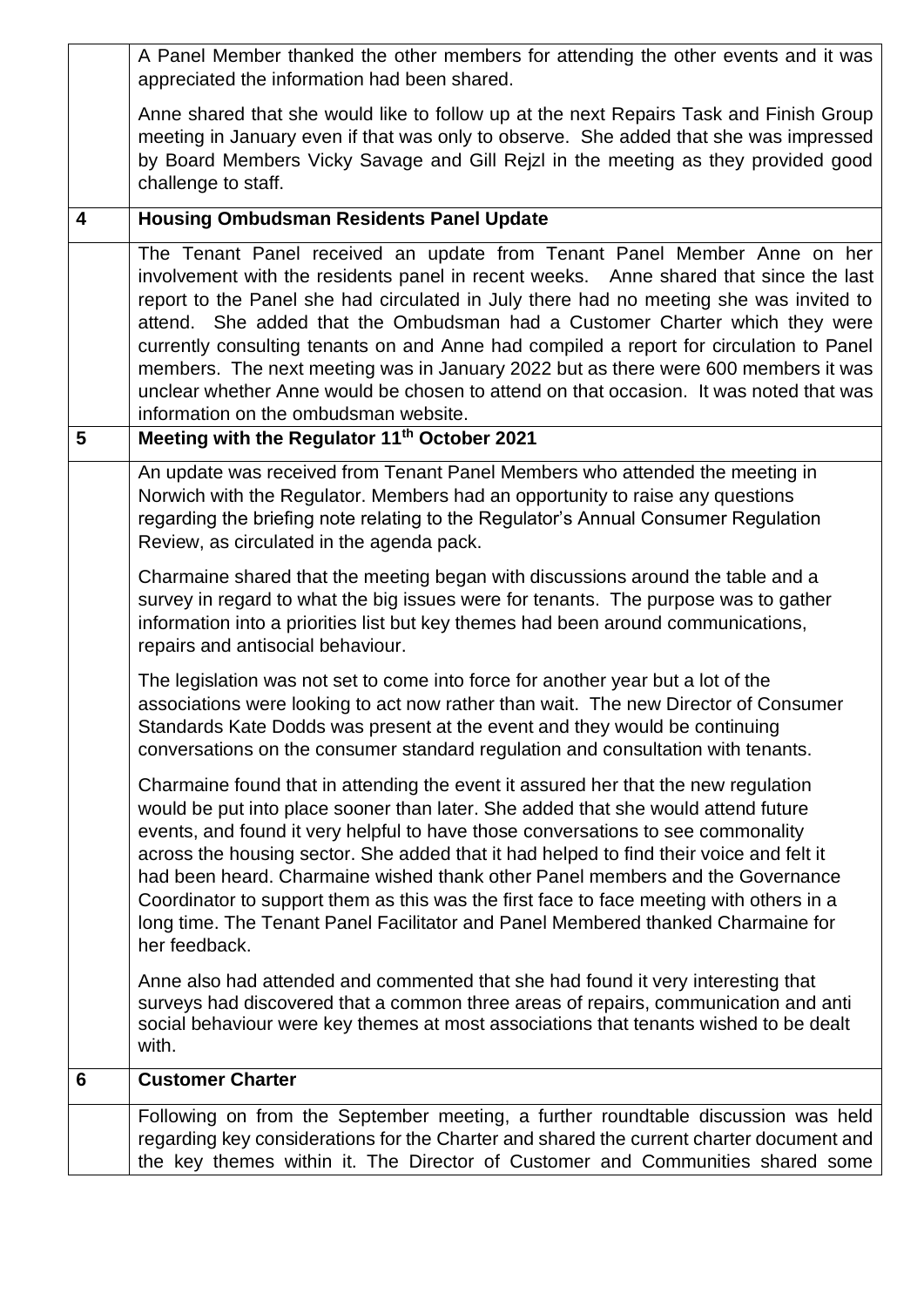| | |
|---|---|
| | A Panel Member thanked the other members for attending the other events and it was appreciated the information had been shared.<br><br>Anne shared that she would like to follow up at the next Repairs Task and Finish Group meeting in January even if that was only to observe. She added that she was impressed by Board Members Vicky Savage and Gill Rejzl in the meeting as they provided good challenge to staff. |
| **4** | **Housing Ombudsman Residents Panel Update** |
| | The Tenant Panel received an update from Tenant Panel Member Anne on her involvement with the residents panel in recent weeks. Anne shared that since the last report to the Panel she had circulated in July there had no meeting she was invited to attend. She added that the Ombudsman had a Customer Charter which they were currently consulting tenants on and Anne had compiled a report for circulation to Panel members. The next meeting was in January 2022 but as there were 600 members it was unclear whether Anne would be chosen to attend on that occasion. It was noted that was information on the ombudsman website. |
| **5** | **Meeting with the Regulator 11th October 2021** |
| | An update was received from Tenant Panel Members who attended the meeting in Norwich with the Regulator. Members had an opportunity to raise any questions regarding the briefing note relating to the Regulator's Annual Consumer Regulation Review, as circulated in the agenda pack.<br><br>Charmaine shared that the meeting began with discussions around the table and a survey in regard to what the big issues were for tenants. The purpose was to gather information into a priorities list but key themes had been around communications, repairs and antisocial behaviour.<br><br>The legislation was not set to come into force for another year but a lot of the associations were looking to act now rather than wait. The new Director of Consumer Standards Kate Dodds was present at the event and they would be continuing conversations on the consumer standard regulation and consultation with tenants.<br><br>Charmaine found that in attending the event it assured her that the new regulation would be put into place sooner than later. She added that she would attend future events, and found it very helpful to have those conversations to see commonality across the housing sector. She added that it had helped to find their voice and felt it had been heard. Charmaine wished thank other Panel members and the Governance Coordinator to support them as this was the first face to face meeting with others in a long time. The Tenant Panel Facilitator and Panel Membered thanked Charmaine for her feedback.<br><br>Anne also had attended and commented that she had found it very interesting that surveys had discovered that a common three areas of repairs, communication and anti social behaviour were key themes at most associations that tenants wished to be dealt with. |
| **6** | **Customer Charter** |
| | Following on from the September meeting, a further roundtable discussion was held regarding key considerations for the Charter and shared the current charter document and the key themes within it. The Director of Customer and Communities shared some |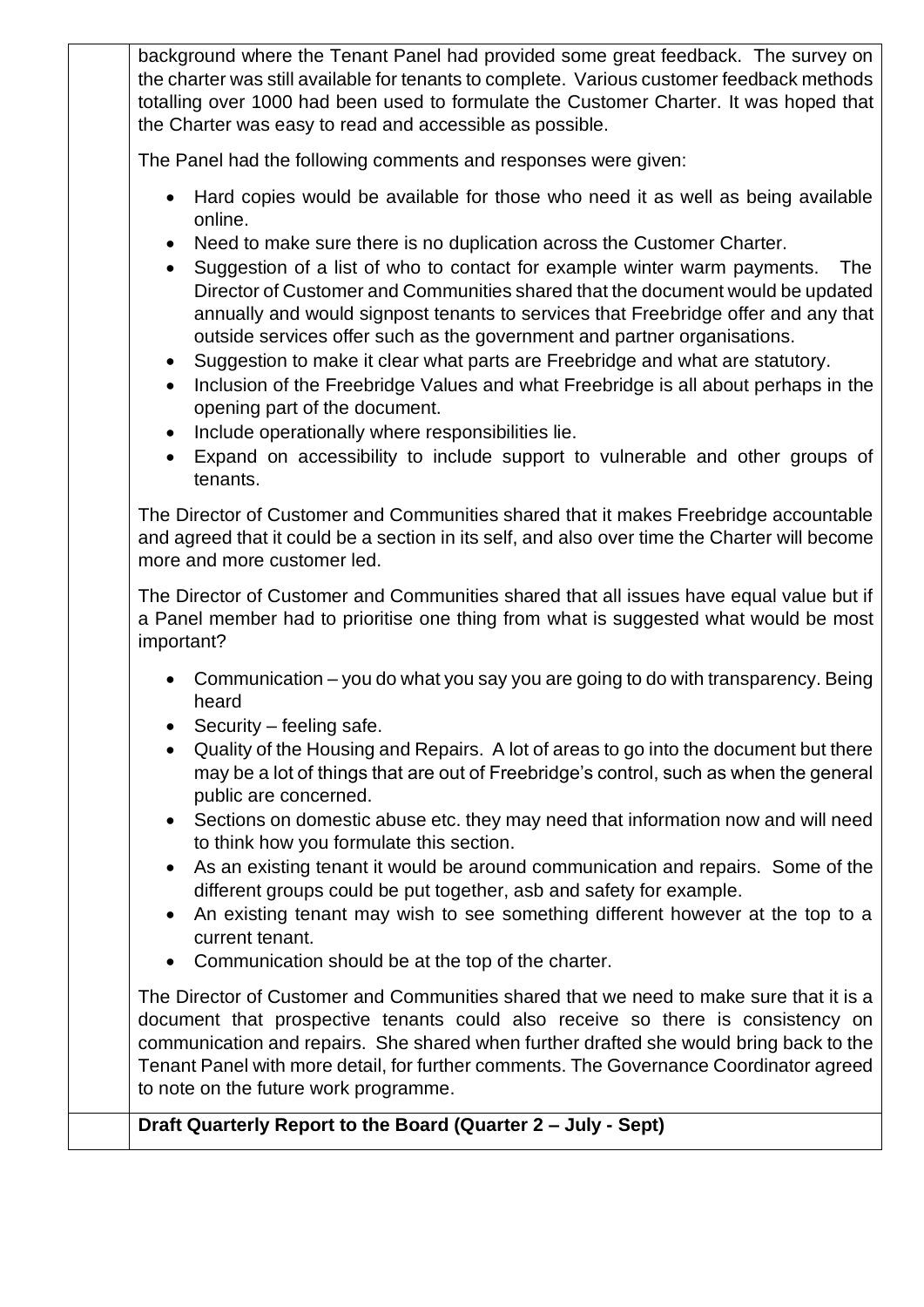background where the Tenant Panel had provided some great feedback. The survey on the charter was still available for tenants to complete. Various customer feedback methods totalling over 1000 had been used to formulate the Customer Charter. It was hoped that the Charter was easy to read and accessible as possible.

The Panel had the following comments and responses were given:

- Hard copies would be available for those who need it as well as being available online.
- Need to make sure there is no duplication across the Customer Charter.
- Suggestion of a list of who to contact for example winter warm payments. The Director of Customer and Communities shared that the document would be updated annually and would signpost tenants to services that Freebridge offer and any that outside services offer such as the government and partner organisations.
- Suggestion to make it clear what parts are Freebridge and what are statutory.
- Inclusion of the Freebridge Values and what Freebridge is all about perhaps in the opening part of the document.
- Include operationally where responsibilities lie.
- Expand on accessibility to include support to vulnerable and other groups of tenants.

The Director of Customer and Communities shared that it makes Freebridge accountable and agreed that it could be a section in its self, and also over time the Charter will become more and more customer led.

The Director of Customer and Communities shared that all issues have equal value but if a Panel member had to prioritise one thing from what is suggested what would be most important?

- Communication – you do what you say you are going to do with transparency. Being heard
- Security – feeling safe.
- Quality of the Housing and Repairs. A lot of areas to go into the document but there may be a lot of things that are out of Freebridge's control, such as when the general public are concerned.
- Sections on domestic abuse etc. they may need that information now and will need to think how you formulate this section.
- As an existing tenant it would be around communication and repairs. Some of the different groups could be put together, asb and safety for example.
- An existing tenant may wish to see something different however at the top to a current tenant.
- Communication should be at the top of the charter.

The Director of Customer and Communities shared that we need to make sure that it is a document that prospective tenants could also receive so there is consistency on communication and repairs. She shared when further drafted she would bring back to the Tenant Panel with more detail, for further comments. The Governance Coordinator agreed to note on the future work programme.

**Draft Quarterly Report to the Board (Quarter 2 – July - Sept)**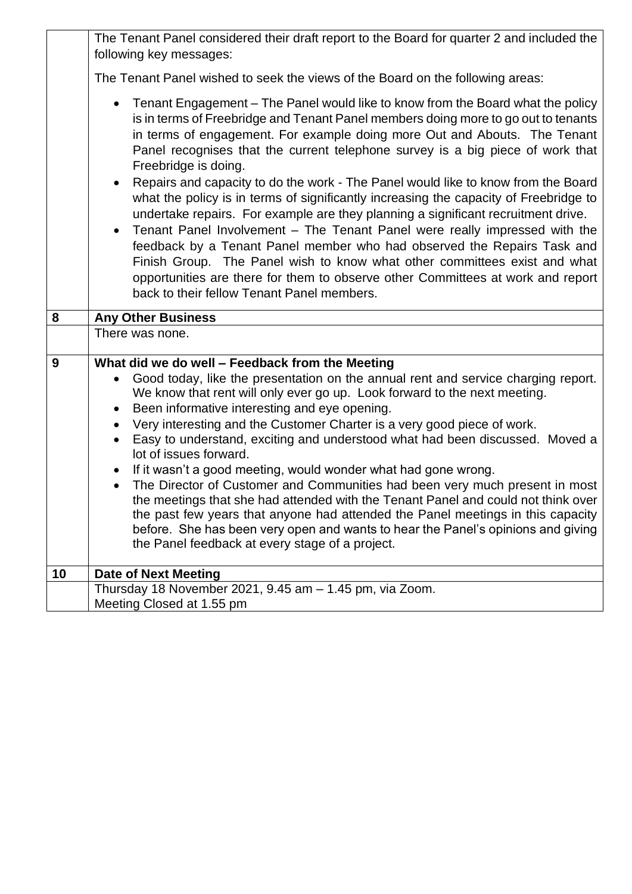| | |
|---|---|
| | The Tenant Panel considered their draft report to the Board for quarter 2 and included the following key messages:<br><br>The Tenant Panel wished to seek the views of the Board on the following areas:<br><br>• Tenant Engagement – The Panel would like to know from the Board what the policy is in terms of Freebridge and Tenant Panel members doing more to go out to tenants in terms of engagement. For example doing more Out and Abouts. The Tenant Panel recognises that the current telephone survey is a big piece of work that Freebridge is doing.<br>• Repairs and capacity to do the work - The Panel would like to know from the Board what the policy is in terms of significantly increasing the capacity of Freebridge to undertake repairs. For example are they planning a significant recruitment drive.<br>• Tenant Panel Involvement – The Tenant Panel were really impressed with the feedback by a Tenant Panel member who had observed the Repairs Task and Finish Group. The Panel wish to know what other committees exist and what opportunities are there for them to observe other Committees at work and report back to their fellow Tenant Panel members. |
| **8** | **Any Other Business** |
| | There was none. |
| **9** | **What did we do well – Feedback from the Meeting**<br>• Good today, like the presentation on the annual rent and service charging report. We know that rent will only ever go up. Look forward to the next meeting.<br>• Been informative interesting and eye opening.<br>• Very interesting and the Customer Charter is a very good piece of work.<br>• Easy to understand, exciting and understood what had been discussed. Moved a lot of issues forward.<br>• If it wasn't a good meeting, would wonder what had gone wrong.<br>• The Director of Customer and Communities had been very much present in most the meetings that she had attended with the Tenant Panel and could not think over the past few years that anyone had attended the Panel meetings in this capacity before. She has been very open and wants to hear the Panel's opinions and giving the Panel feedback at every stage of a project. |
| **10** | **Date of Next Meeting** |
| | Thursday 18 November 2021, 9.45 am – 1.45 pm, via Zoom.<br>Meeting Closed at 1.55 pm |